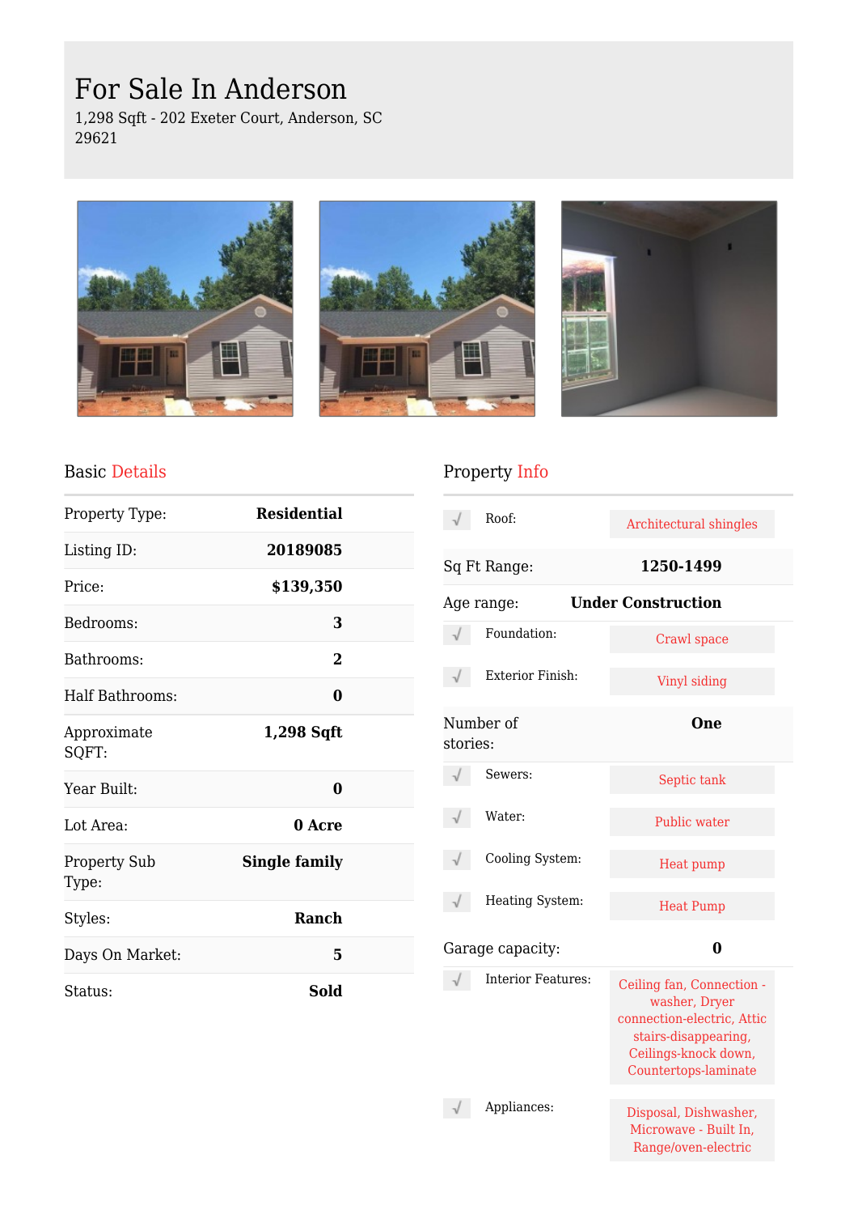# For Sale In Anderson

1,298 Sqft - 202 Exeter Court, Anderson, SC 29621

## Basic Details

| | |
|---|---|
| Property Type: | **Residential** |
| Listing ID: | **20189085** |
| Price: | **$139,350** |
| Bedrooms: | **3** |
| Bathrooms: | **2** |
| Half Bathrooms: | **0** |
| Approximate SQFT: | **1,298 Sqft** |
| Year Built: | **0** |
| Lot Area: | **0 Acre** |
| Property Sub Type: | **Single family** |
| Styles: | **Ranch** |
| Days On Market: | **5** |
| Status: | **Sold** |

## Property Info

| | |
|---|---|
| Roof: | Architectural shingles |
| Sq Ft Range: | **1250-1499** |
| Age range: | **Under Construction** |
| Foundation: | Crawl space |
| Exterior Finish: | Vinyl siding |
| Number of stories: | **One** |
| Sewers: | Septic tank |
| Water: | Public water |
| Cooling System: | Heat pump |
| Heating System: | Heat Pump |
| Garage capacity: | **0** |
| Interior Features: | Ceiling fan, Connection - washer, Dryer connection-electric, Attic stairs-disappearing, Ceilings-knock down, Countertops-laminate |
| Appliances: | Disposal, Dishwasher, Microwave - Built In, Range/oven-electric |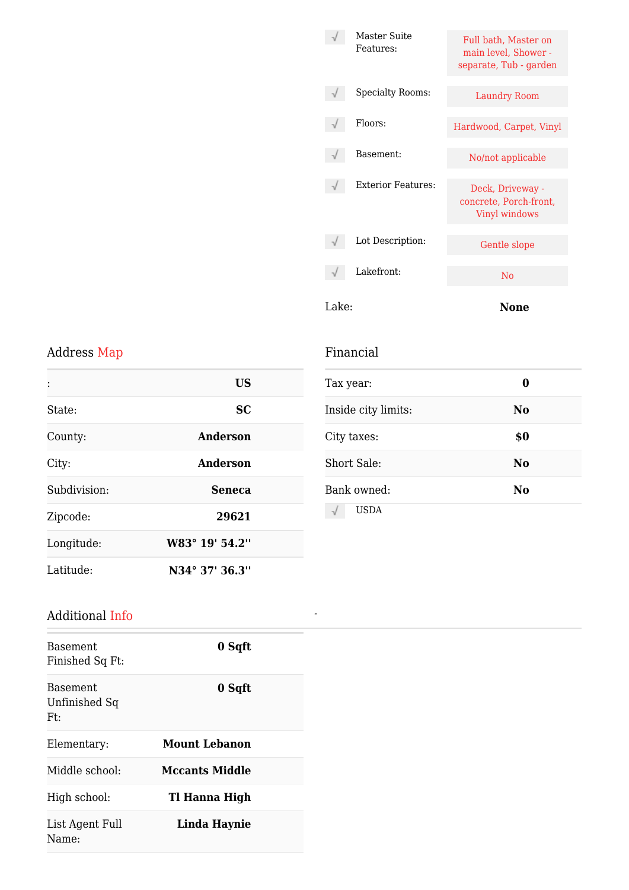| | Feature | Value |
|---|---|---|
| √ | Master Suite Features: | Full bath, Master on main level, Shower - separate, Tub - garden |
| √ | Specialty Rooms: | Laundry Room |
| √ | Floors: | Hardwood, Carpet, Vinyl |
| √ | Basement: | No/not applicable |
| √ | Exterior Features: | Deck, Driveway - concrete, Porch-front, Vinyl windows |
| √ | Lot Description: | Gentle slope |
| √ | Lakefront: | No |

Lake: **None**

## Address Map

| | |
|---|---|
| : | **US** |
| State: | **SC** |
| County: | **Anderson** |
| City: | **Anderson** |
| Subdivision: | **Seneca** |
| Zipcode: | **29621** |
| Longitude: | **W83° 19' 54.2''** |
| Latitude: | **N34° 37' 36.3''** |

## Financial

| | |
|---|---|
| Tax year: | **0** |
| Inside city limits: | **No** |
| City taxes: | **$0** |
| Short Sale: | **No** |
| Bank owned: | **No** |

√ USDA

## Additional Info

-

| | |
|---|---|
| Basement Finished Sq Ft: | **0 Sqft** |
| Basement Unfinished Sq Ft: | **0 Sqft** |
| Elementary: | **Mount Lebanon** |
| Middle school: | **Mccants Middle** |
| High school: | **Tl Hanna High** |
| List Agent Full Name: | **Linda Haynie** |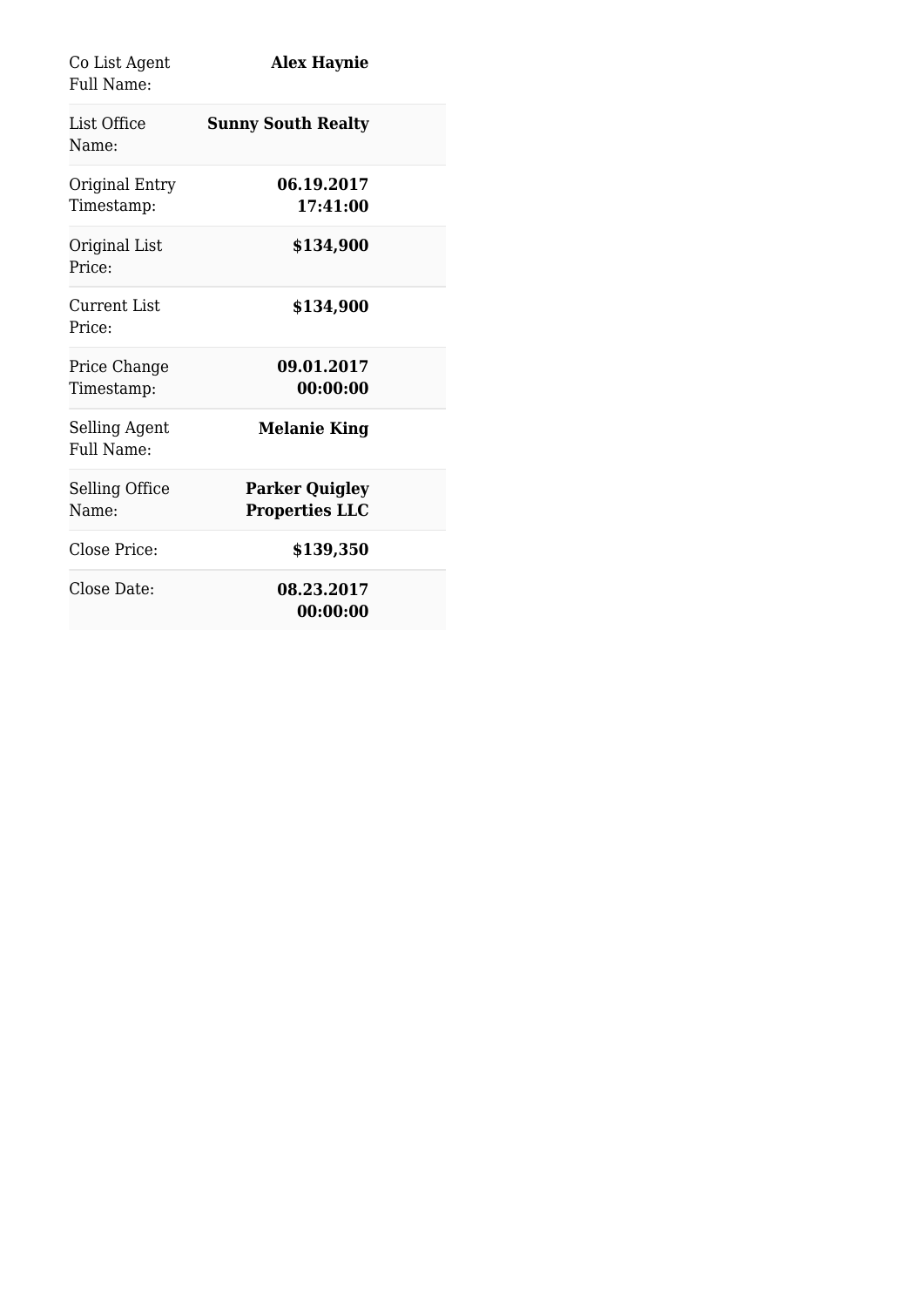| | |
|---|---|
| Co List Agent Full Name: | **Alex Haynie** |
| List Office Name: | **Sunny South Realty** |
| Original Entry Timestamp: | **06.19.2017 17:41:00** |
| Original List Price: | **$134,900** |
| Current List Price: | **$134,900** |
| Price Change Timestamp: | **09.01.2017 00:00:00** |
| Selling Agent Full Name: | **Melanie King** |
| Selling Office Name: | **Parker Quigley Properties LLC** |
| Close Price: | **$139,350** |
| Close Date: | **08.23.2017 00:00:00** |